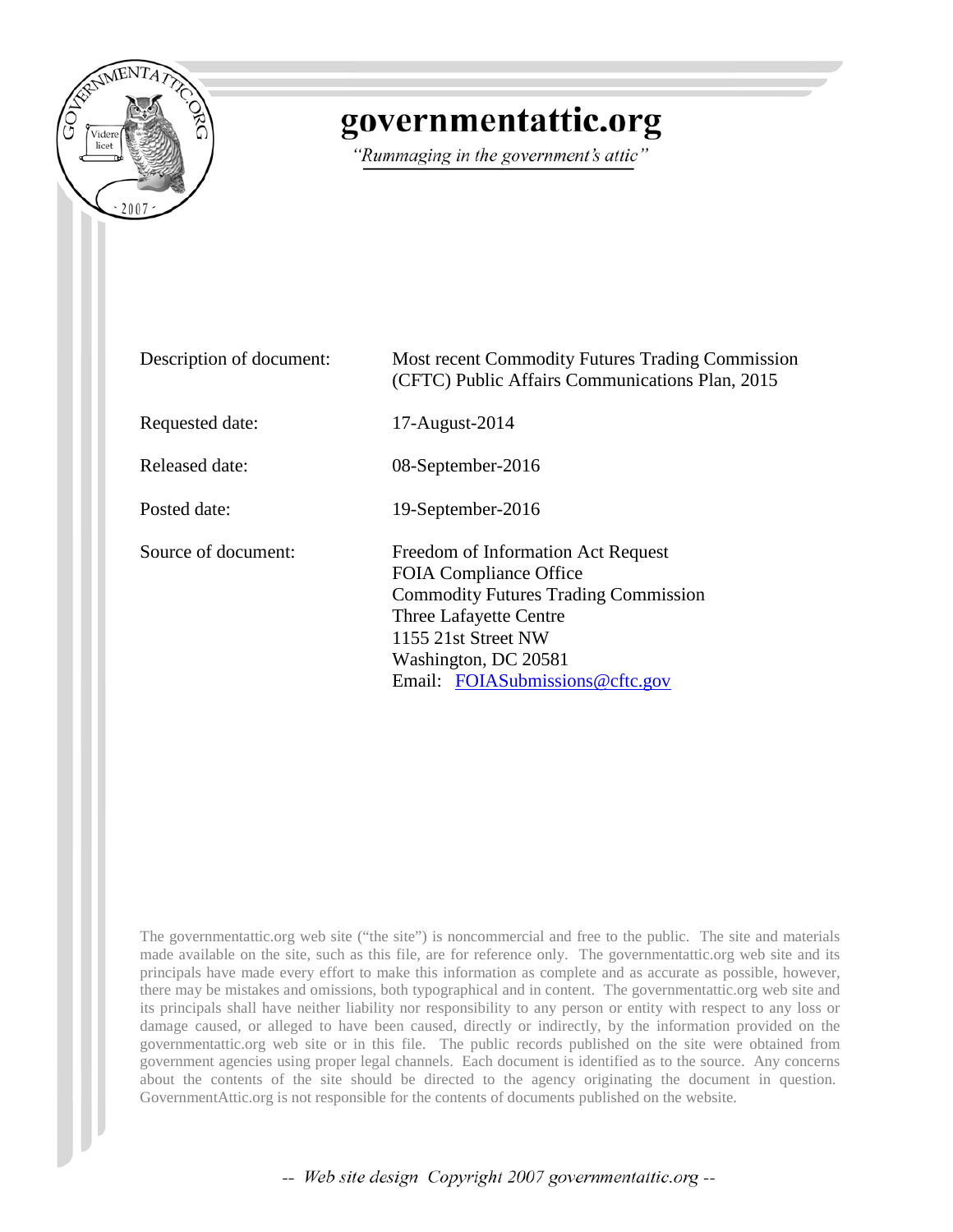# governmentattic.org

*"Rummaging in the government's attic"*

| | |
|---|---|
| Description of document: | Most recent Commodity Futures Trading Commission (CFTC) Public Affairs Communications Plan, 2015 |
| Requested date: | 17-August-2014 |
| Released date: | 08-September-2016 |
| Posted date: | 19-September-2016 |
| Source of document: | Freedom of Information Act Request<br>FOIA Compliance Office<br>Commodity Futures Trading Commission<br>Three Lafayette Centre<br>1155 21st Street NW<br>Washington, DC 20581<br>Email: FOIASubmissions@cftc.gov |

The governmentattic.org web site ("the site") is noncommercial and free to the public. The site and materials made available on the site, such as this file, are for reference only. The governmentattic.org web site and its principals have made every effort to make this information as complete and as accurate as possible, however, there may be mistakes and omissions, both typographical and in content. The governmentattic.org web site and its principals shall have neither liability nor responsibility to any person or entity with respect to any loss or damage caused, or alleged to have been caused, directly or indirectly, by the information provided on the governmentattic.org web site or in this file. The public records published on the site were obtained from government agencies using proper legal channels. Each document is identified as to the source. Any concerns about the contents of the site should be directed to the agency originating the document in question. GovernmentAttic.org is not responsible for the contents of documents published on the website.

-- Web site design Copyright 2007 governmentattic.org --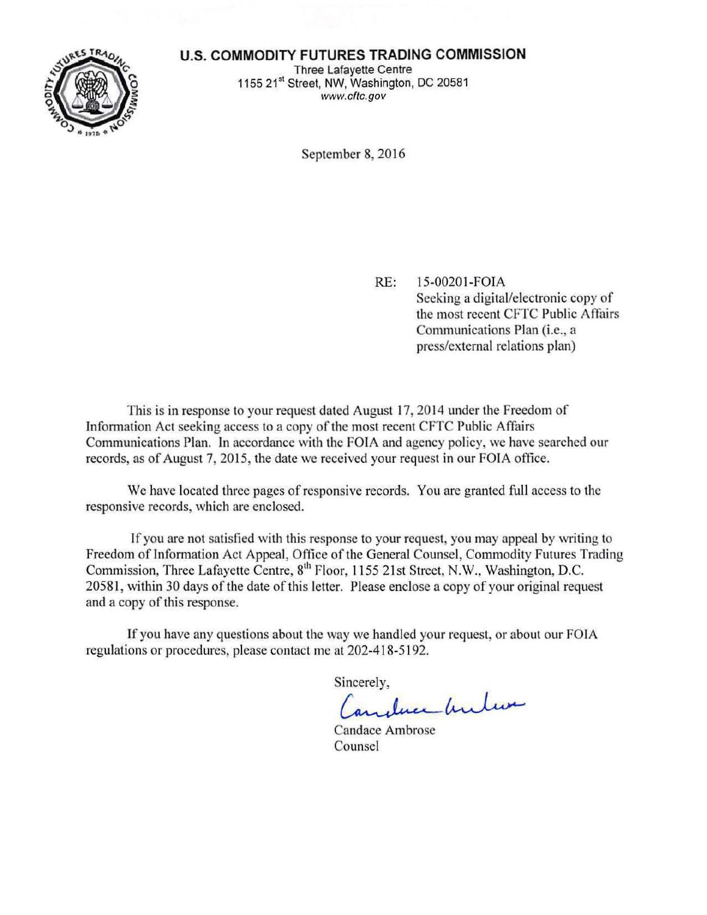**U.S. COMMODITY FUTURES TRADING COMMISSION**
Three Lafayette Centre
1155 21st Street, NW, Washington, DC 20581
www.cftc.gov

September 8, 2016

RE: 15-00201-FOIA
Seeking a digital/electronic copy of the most recent CFTC Public Affairs Communications Plan (i.e., a press/external relations plan)

This is in response to your request dated August 17, 2014 under the Freedom of Information Act seeking access to a copy of the most recent CFTC Public Affairs Communications Plan. In accordance with the FOIA and agency policy, we have searched our records, as of August 7, 2015, the date we received your request in our FOIA office.

We have located three pages of responsive records. You are granted full access to the responsive records, which are enclosed.

If you are not satisfied with this response to your request, you may appeal by writing to Freedom of Information Act Appeal, Office of the General Counsel, Commodity Futures Trading Commission, Three Lafayette Centre, 8th Floor, 1155 21st Street, N.W., Washington, D.C. 20581, within 30 days of the date of this letter. Please enclose a copy of your original request and a copy of this response.

If you have any questions about the way we handled your request, or about our FOIA regulations or procedures, please contact me at 202-418-5192.

Sincerely,

Candace Ambrose
Counsel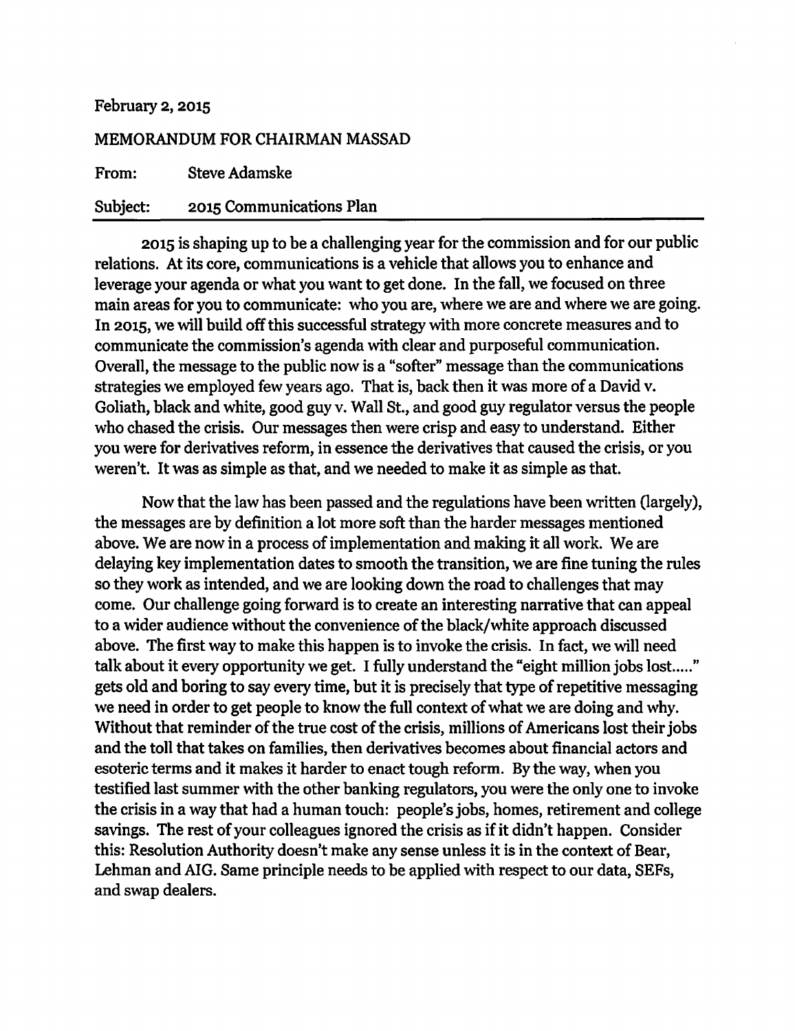February 2, 2015

MEMORANDUM FOR CHAIRMAN MASSAD

From: Steve Adamske

Subject: 2015 Communications Plan

---

2015 is shaping up to be a challenging year for the commission and for our public relations. At its core, communications is a vehicle that allows you to enhance and leverage your agenda or what you want to get done. In the fall, we focused on three main areas for you to communicate: who you are, where we are and where we are going. In 2015, we will build off this successful strategy with more concrete measures and to communicate the commission's agenda with clear and purposeful communication. Overall, the message to the public now is a "softer" message than the communications strategies we employed few years ago. That is, back then it was more of a David v. Goliath, black and white, good guy v. Wall St., and good guy regulator versus the people who chased the crisis. Our messages then were crisp and easy to understand. Either you were for derivatives reform, in essence the derivatives that caused the crisis, or you weren't. It was as simple as that, and we needed to make it as simple as that.

Now that the law has been passed and the regulations have been written (largely), the messages are by definition a lot more soft than the harder messages mentioned above. We are now in a process of implementation and making it all work. We are delaying key implementation dates to smooth the transition, we are fine tuning the rules so they work as intended, and we are looking down the road to challenges that may come. Our challenge going forward is to create an interesting narrative that can appeal to a wider audience without the convenience of the black/white approach discussed above. The first way to make this happen is to invoke the crisis. In fact, we will need talk about it every opportunity we get. I fully understand the "eight million jobs lost....." gets old and boring to say every time, but it is precisely that type of repetitive messaging we need in order to get people to know the full context of what we are doing and why. Without that reminder of the true cost of the crisis, millions of Americans lost their jobs and the toll that takes on families, then derivatives becomes about financial actors and esoteric terms and it makes it harder to enact tough reform. By the way, when you testified last summer with the other banking regulators, you were the only one to invoke the crisis in a way that had a human touch: people's jobs, homes, retirement and college savings. The rest of your colleagues ignored the crisis as if it didn't happen. Consider this: Resolution Authority doesn't make any sense unless it is in the context of Bear, Lehman and AIG. Same principle needs to be applied with respect to our data, SEFs, and swap dealers.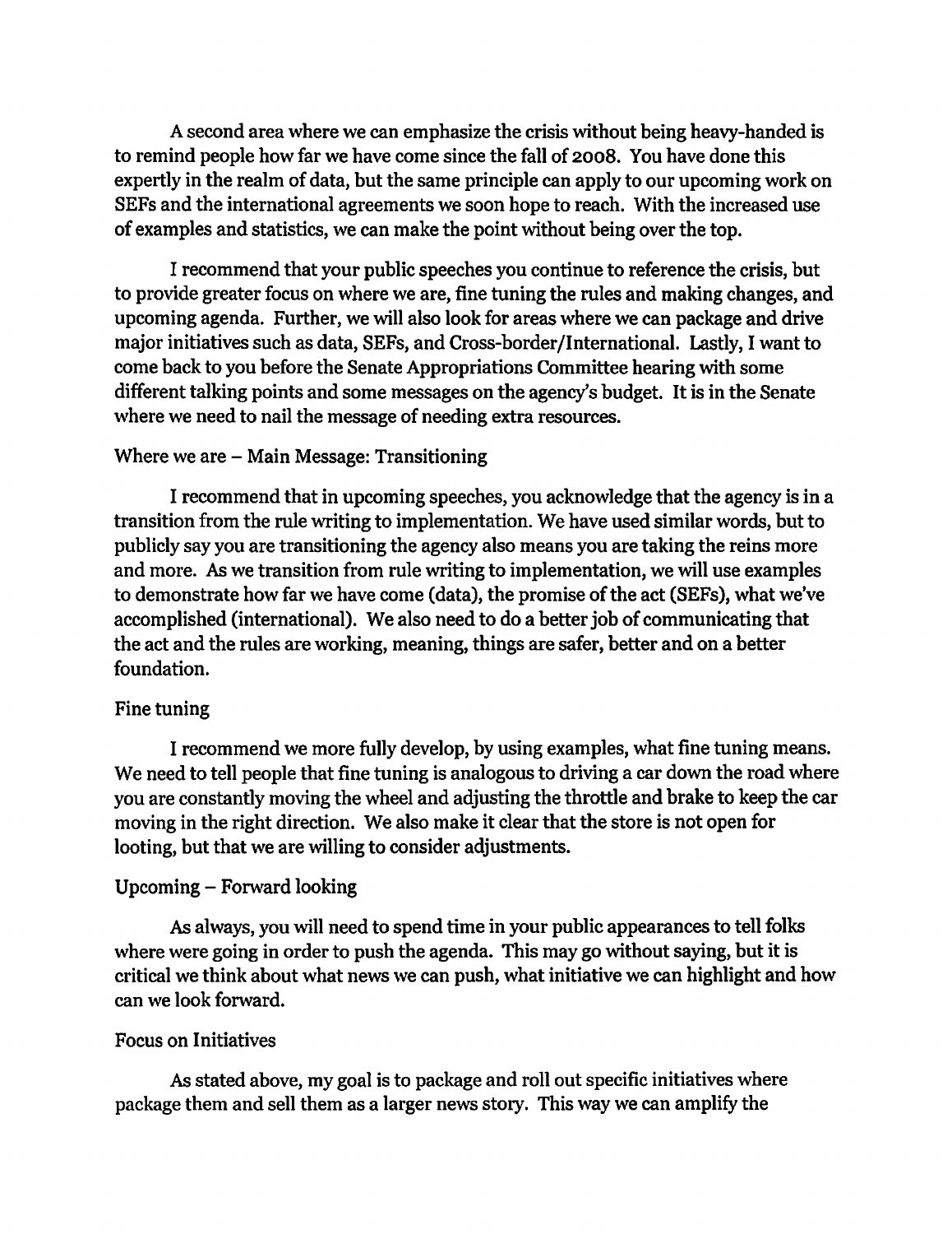A second area where we can emphasize the crisis without being heavy-handed is to remind people how far we have come since the fall of 2008. You have done this expertly in the realm of data, but the same principle can apply to our upcoming work on SEFs and the international agreements we soon hope to reach. With the increased use of examples and statistics, we can make the point without being over the top.

I recommend that your public speeches you continue to reference the crisis, but to provide greater focus on where we are, fine tuning the rules and making changes, and upcoming agenda. Further, we will also look for areas where we can package and drive major initiatives such as data, SEFs, and Cross-border/International. Lastly, I want to come back to you before the Senate Appropriations Committee hearing with some different talking points and some messages on the agency's budget. It is in the Senate where we need to nail the message of needing extra resources.

Where we are – Main Message: Transitioning

I recommend that in upcoming speeches, you acknowledge that the agency is in a transition from the rule writing to implementation. We have used similar words, but to publicly say you are transitioning the agency also means you are taking the reins more and more. As we transition from rule writing to implementation, we will use examples to demonstrate how far we have come (data), the promise of the act (SEFs), what we've accomplished (international). We also need to do a better job of communicating that the act and the rules are working, meaning, things are safer, better and on a better foundation.

Fine tuning

I recommend we more fully develop, by using examples, what fine tuning means. We need to tell people that fine tuning is analogous to driving a car down the road where you are constantly moving the wheel and adjusting the throttle and brake to keep the car moving in the right direction. We also make it clear that the store is not open for looting, but that we are willing to consider adjustments.

Upcoming – Forward looking

As always, you will need to spend time in your public appearances to tell folks where were going in order to push the agenda. This may go without saying, but it is critical we think about what news we can push, what initiative we can highlight and how can we look forward.

Focus on Initiatives

As stated above, my goal is to package and roll out specific initiatives where package them and sell them as a larger news story. This way we can amplify the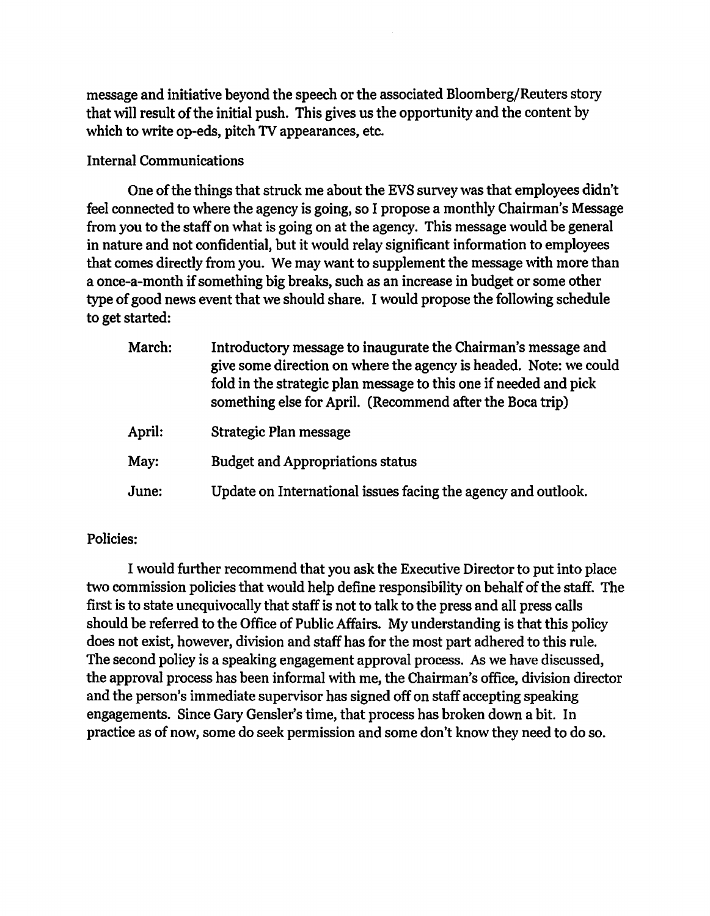message and initiative beyond the speech or the associated Bloomberg/Reuters story that will result of the initial push. This gives us the opportunity and the content by which to write op-eds, pitch TV appearances, etc.

Internal Communications

One of the things that struck me about the EVS survey was that employees didn't feel connected to where the agency is going, so I propose a monthly Chairman's Message from you to the staff on what is going on at the agency. This message would be general in nature and not confidential, but it would relay significant information to employees that comes directly from you. We may want to supplement the message with more than a once-a-month if something big breaks, such as an increase in budget or some other type of good news event that we should share. I would propose the following schedule to get started:

| | |
|---|---|
| March: | Introductory message to inaugurate the Chairman's message and give some direction on where the agency is headed. Note: we could fold in the strategic plan message to this one if needed and pick something else for April. (Recommend after the Boca trip) |
| April: | Strategic Plan message |
| May: | Budget and Appropriations status |
| June: | Update on International issues facing the agency and outlook. |

Policies:

I would further recommend that you ask the Executive Director to put into place two commission policies that would help define responsibility on behalf of the staff. The first is to state unequivocally that staff is not to talk to the press and all press calls should be referred to the Office of Public Affairs. My understanding is that this policy does not exist, however, division and staff has for the most part adhered to this rule. The second policy is a speaking engagement approval process. As we have discussed, the approval process has been informal with me, the Chairman's office, division director and the person's immediate supervisor has signed off on staff accepting speaking engagements. Since Gary Gensler's time, that process has broken down a bit. In practice as of now, some do seek permission and some don't know they need to do so.